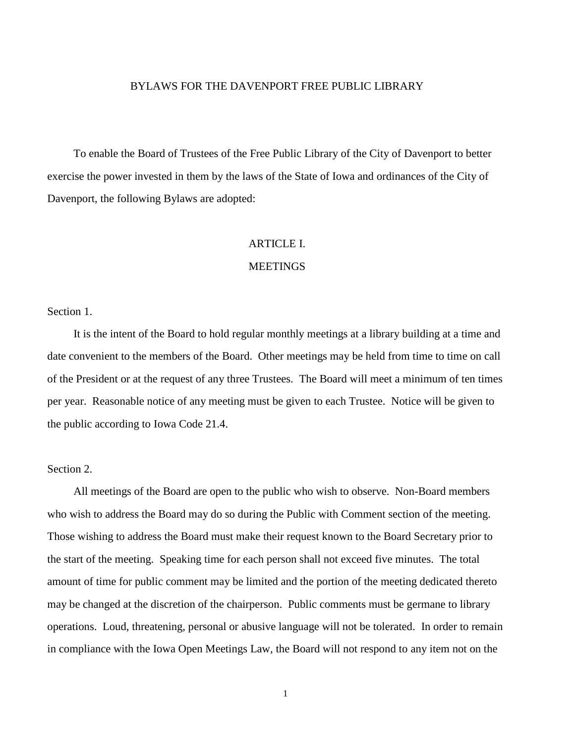# BYLAWS FOR THE DAVENPORT FREE PUBLIC LIBRARY

To enable the Board of Trustees of the Free Public Library of the City of Davenport to better exercise the power invested in them by the laws of the State of Iowa and ordinances of the City of Davenport, the following Bylaws are adopted:

## ARTICLE I.
## MEETINGS

Section 1.

It is the intent of the Board to hold regular monthly meetings at a library building at a time and date convenient to the members of the Board. Other meetings may be held from time to time on call of the President or at the request of any three Trustees. The Board will meet a minimum of ten times per year. Reasonable notice of any meeting must be given to each Trustee. Notice will be given to the public according to Iowa Code 21.4.

Section 2.

All meetings of the Board are open to the public who wish to observe. Non-Board members who wish to address the Board may do so during the Public with Comment section of the meeting. Those wishing to address the Board must make their request known to the Board Secretary prior to the start of the meeting. Speaking time for each person shall not exceed five minutes. The total amount of time for public comment may be limited and the portion of the meeting dedicated thereto may be changed at the discretion of the chairperson. Public comments must be germane to library operations. Loud, threatening, personal or abusive language will not be tolerated. In order to remain in compliance with the Iowa Open Meetings Law, the Board will not respond to any item not on the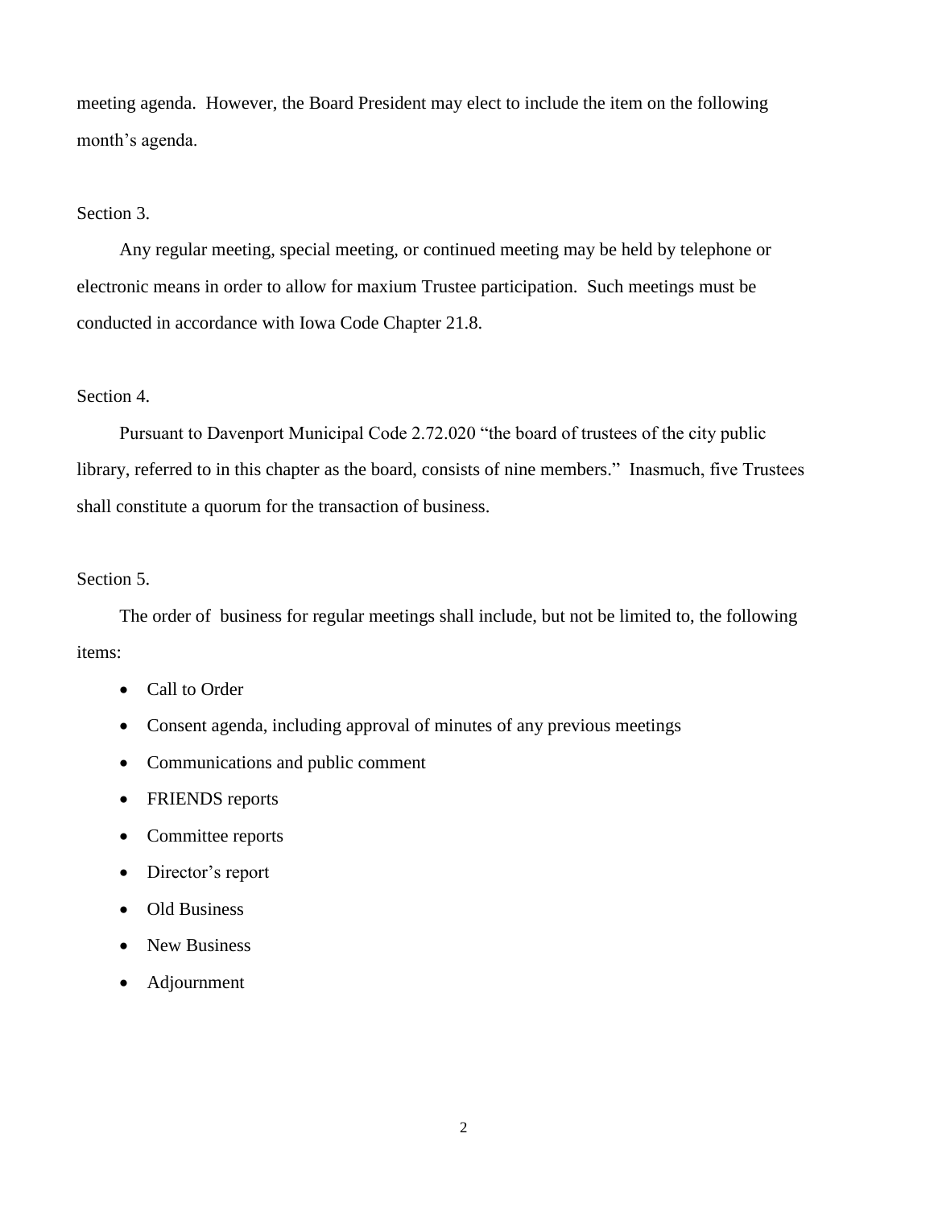meeting agenda. However, the Board President may elect to include the item on the following month's agenda.

Section 3.

Any regular meeting, special meeting, or continued meeting may be held by telephone or electronic means in order to allow for maxium Trustee participation. Such meetings must be conducted in accordance with Iowa Code Chapter 21.8.

Section 4.

Pursuant to Davenport Municipal Code 2.72.020 "the board of trustees of the city public library, referred to in this chapter as the board, consists of nine members." Inasmuch, five Trustees shall constitute a quorum for the transaction of business.

Section 5.

The order of business for regular meetings shall include, but not be limited to, the following items:

- Call to Order
- Consent agenda, including approval of minutes of any previous meetings
- Communications and public comment
- FRIENDS reports
- Committee reports
- Director's report
- Old Business
- New Business
- Adjournment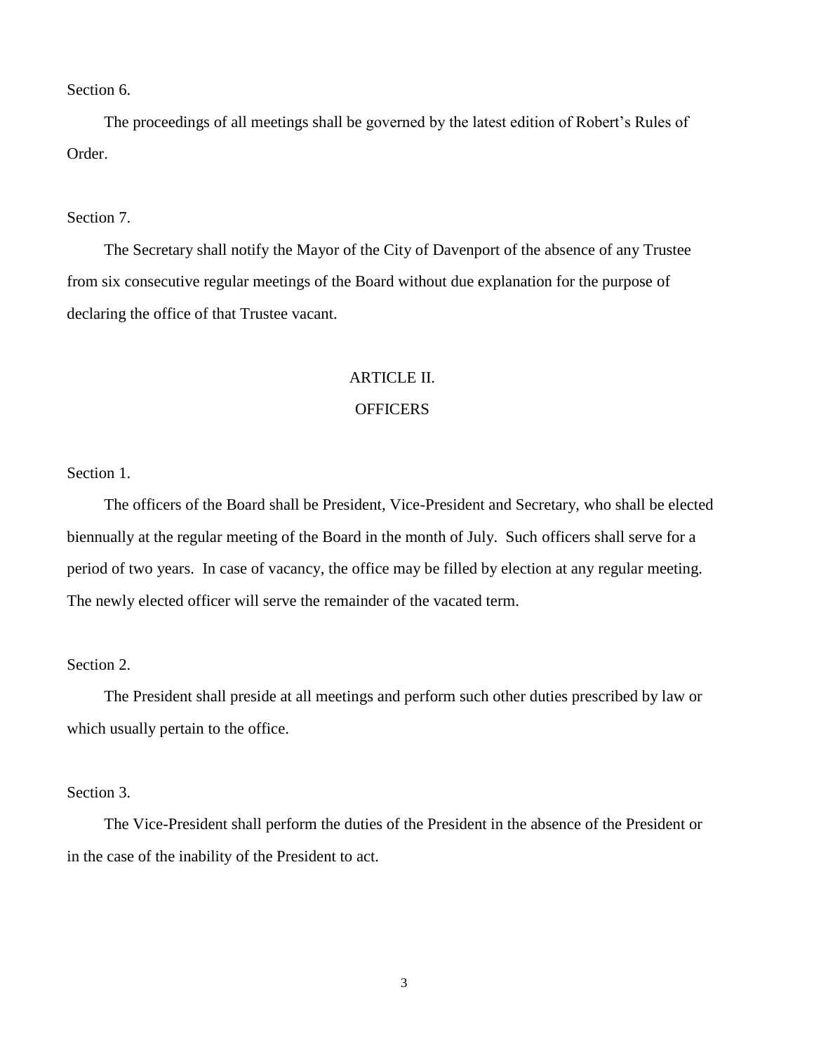Section 6.

The proceedings of all meetings shall be governed by the latest edition of Robert's Rules of Order.

Section 7.

The Secretary shall notify the Mayor of the City of Davenport of the absence of any Trustee from six consecutive regular meetings of the Board without due explanation for the purpose of declaring the office of that Trustee vacant.

## ARTICLE II.
## OFFICERS

Section 1.

The officers of the Board shall be President, Vice-President and Secretary, who shall be elected biennually at the regular meeting of the Board in the month of July. Such officers shall serve for a period of two years. In case of vacancy, the office may be filled by election at any regular meeting. The newly elected officer will serve the remainder of the vacated term.

Section 2.

The President shall preside at all meetings and perform such other duties prescribed by law or which usually pertain to the office.

Section 3.

The Vice-President shall perform the duties of the President in the absence of the President or in the case of the inability of the President to act.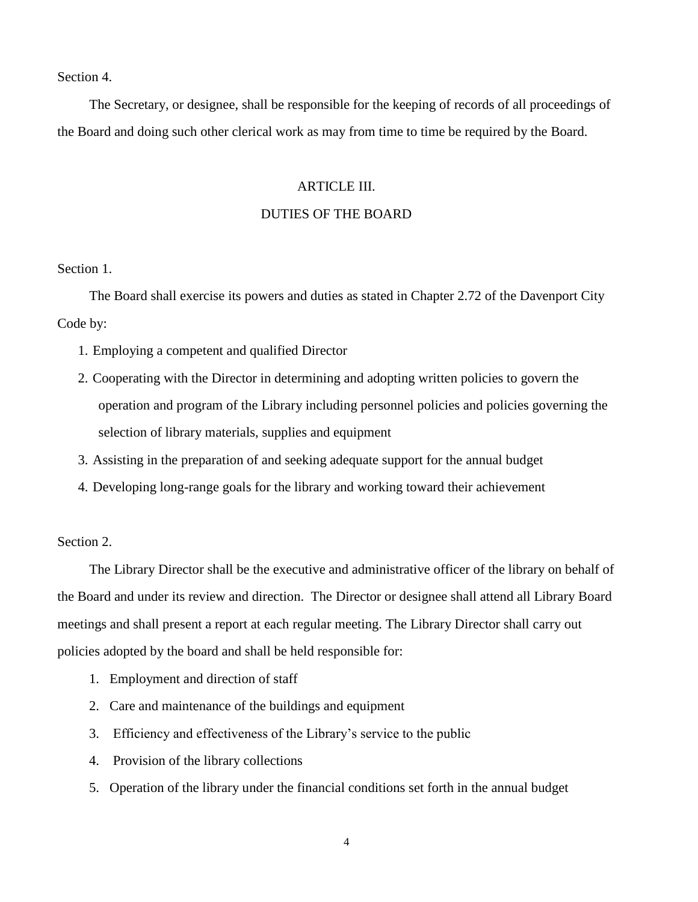Section 4.

The Secretary, or designee, shall be responsible for the keeping of records of all proceedings of the Board and doing such other clerical work as may from time to time be required by the Board.

## ARTICLE III.

## DUTIES OF THE BOARD

Section 1.

The Board shall exercise its powers and duties as stated in Chapter 2.72 of the Davenport City Code by:

1. Employing a competent and qualified Director
2. Cooperating with the Director in determining and adopting written policies to govern the operation and program of the Library including personnel policies and policies governing the selection of library materials, supplies and equipment
3. Assisting in the preparation of and seeking adequate support for the annual budget
4. Developing long-range goals for the library and working toward their achievement

Section 2.

The Library Director shall be the executive and administrative officer of the library on behalf of the Board and under its review and direction. The Director or designee shall attend all Library Board meetings and shall present a report at each regular meeting. The Library Director shall carry out policies adopted by the board and shall be held responsible for:

1. Employment and direction of staff
2. Care and maintenance of the buildings and equipment
3. Efficiency and effectiveness of the Library's service to the public
4. Provision of the library collections
5. Operation of the library under the financial conditions set forth in the annual budget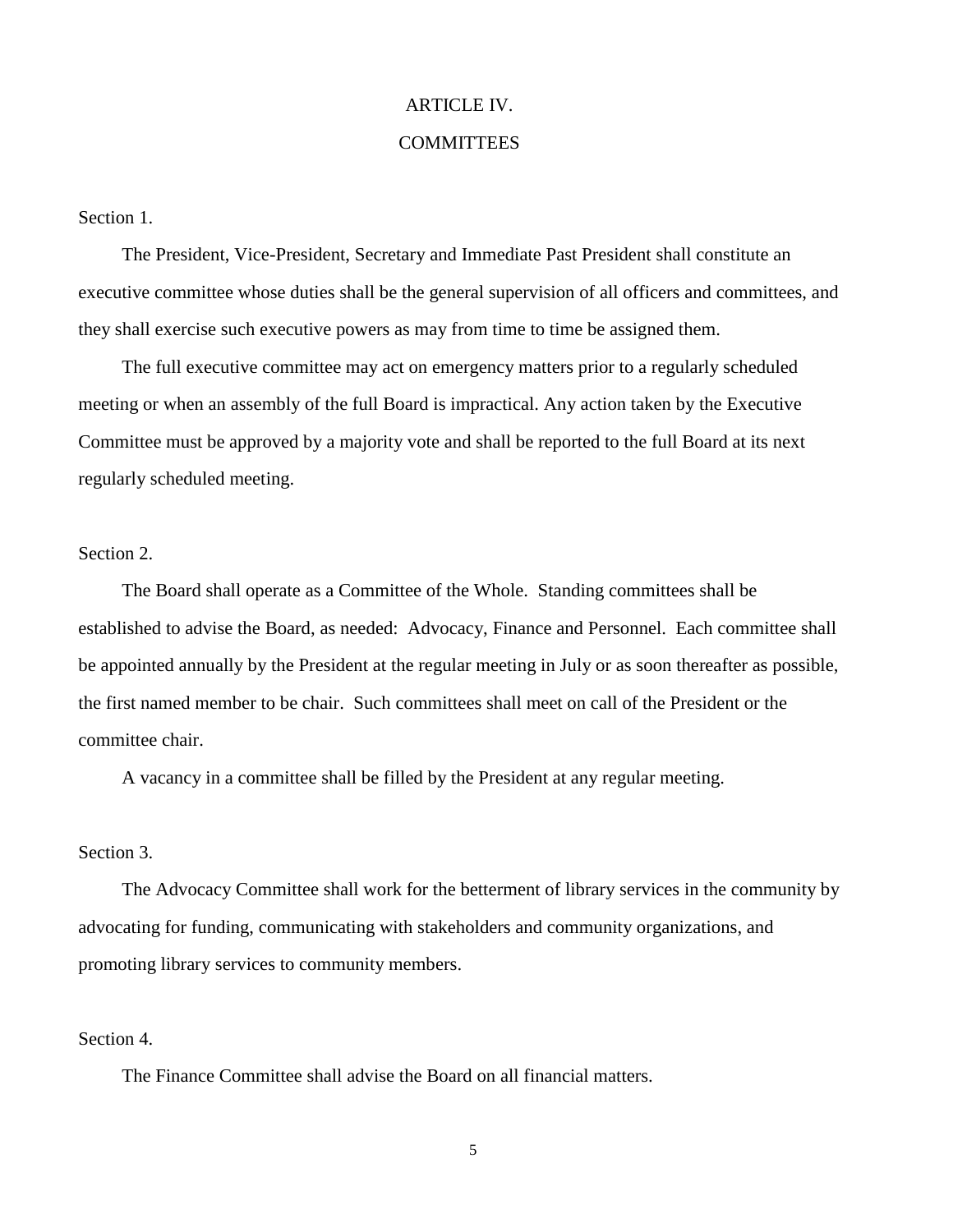# ARTICLE IV.

# COMMITTEES

Section 1.

The President, Vice-President, Secretary and Immediate Past President shall constitute an executive committee whose duties shall be the general supervision of all officers and committees, and they shall exercise such executive powers as may from time to time be assigned them.

The full executive committee may act on emergency matters prior to a regularly scheduled meeting or when an assembly of the full Board is impractical. Any action taken by the Executive Committee must be approved by a majority vote and shall be reported to the full Board at its next regularly scheduled meeting.

Section 2.

The Board shall operate as a Committee of the Whole. Standing committees shall be established to advise the Board, as needed: Advocacy, Finance and Personnel. Each committee shall be appointed annually by the President at the regular meeting in July or as soon thereafter as possible, the first named member to be chair. Such committees shall meet on call of the President or the committee chair.

A vacancy in a committee shall be filled by the President at any regular meeting.

Section 3.

The Advocacy Committee shall work for the betterment of library services in the community by advocating for funding, communicating with stakeholders and community organizations, and promoting library services to community members.

Section 4.

The Finance Committee shall advise the Board on all financial matters.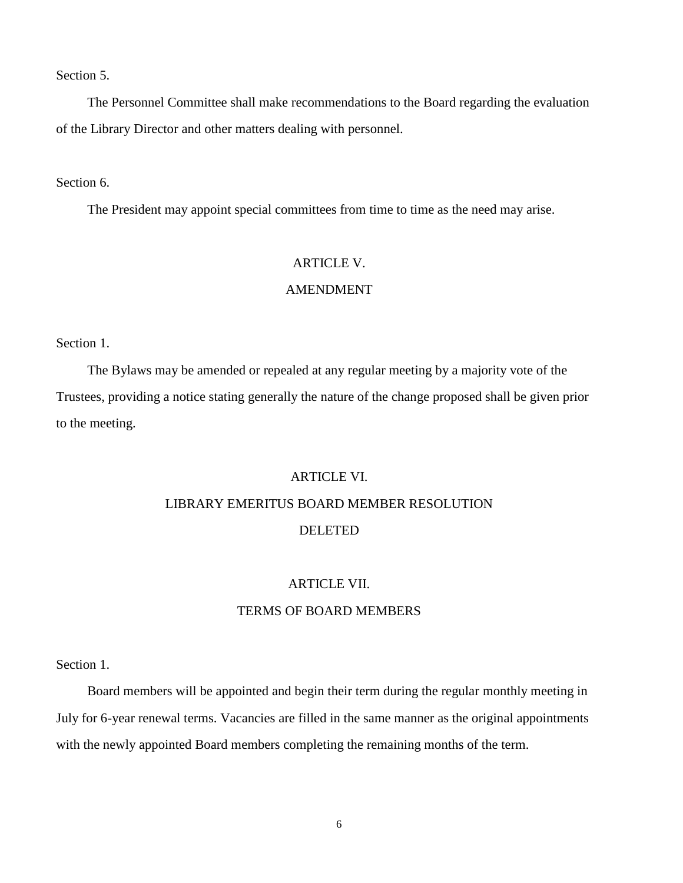Section 5.

The Personnel Committee shall make recommendations to the Board regarding the evaluation of the Library Director and other matters dealing with personnel.

Section 6.

The President may appoint special committees from time to time as the need may arise.

## ARTICLE V.
## AMENDMENT

Section 1.

The Bylaws may be amended or repealed at any regular meeting by a majority vote of the Trustees, providing a notice stating generally the nature of the change proposed shall be given prior to the meeting.

## ARTICLE VI.
## LIBRARY EMERITUS BOARD MEMBER RESOLUTION
## DELETED

## ARTICLE VII.
## TERMS OF BOARD MEMBERS

Section 1.

Board members will be appointed and begin their term during the regular monthly meeting in July for 6-year renewal terms. Vacancies are filled in the same manner as the original appointments with the newly appointed Board members completing the remaining months of the term.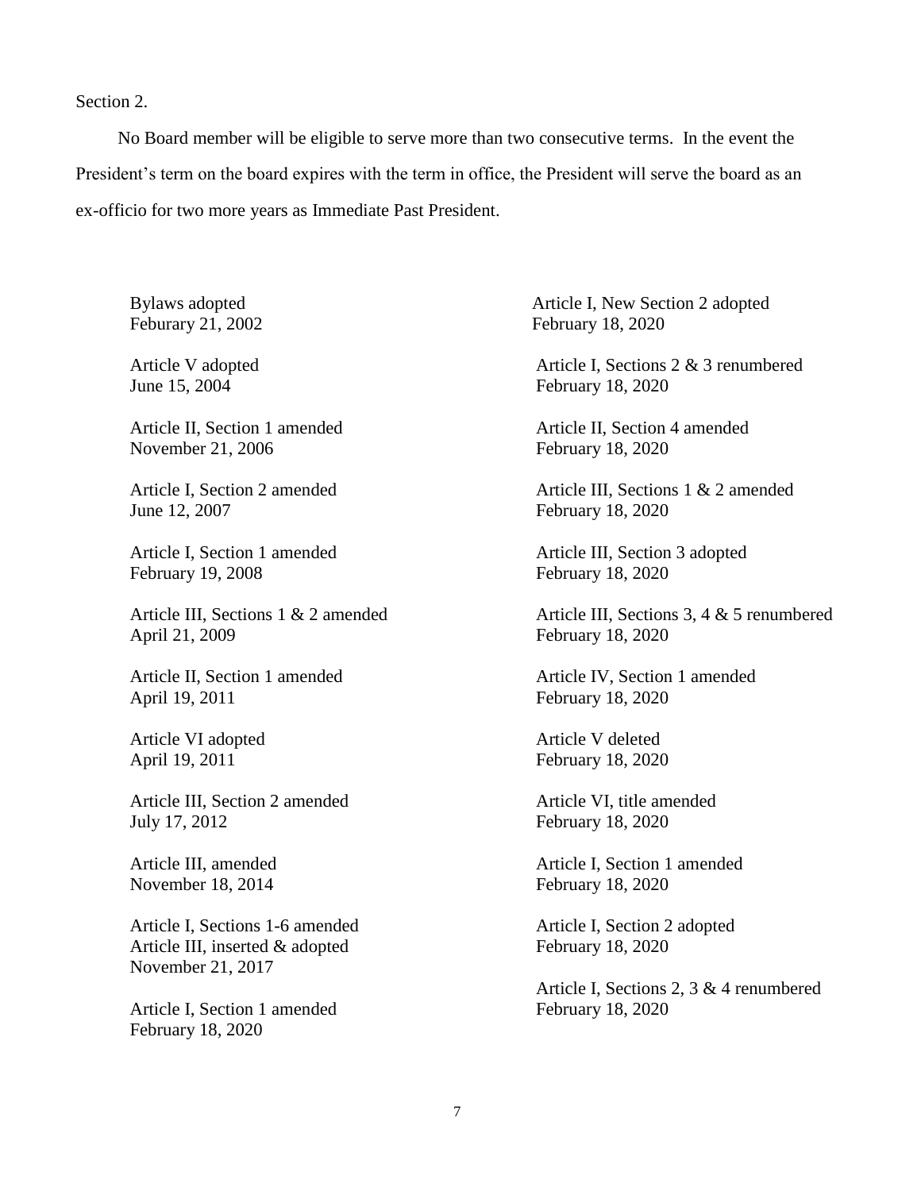Section 2.

No Board member will be eligible to serve more than two consecutive terms. In the event the President's term on the board expires with the term in office, the President will serve the board as an ex-officio for two more years as Immediate Past President.

Bylaws adopted
Feburary 21, 2002

Article V adopted
June 15, 2004

Article II, Section 1 amended
November 21, 2006

Article I, Section 2 amended
June 12, 2007

Article I, Section 1 amended
February 19, 2008

Article III, Sections 1 & 2 amended
April 21, 2009

Article II, Section 1 amended
April 19, 2011

Article VI adopted
April 19, 2011

Article III, Section 2 amended
July 17, 2012

Article III, amended
November 18, 2014

Article I, Sections 1-6 amended
Article III, inserted & adopted
November 21, 2017

Article I, Section 1 amended
February 18, 2020

Article I, New Section 2 adopted
February 18, 2020

Article I, Sections 2 & 3 renumbered
February 18, 2020

Article II, Section 4 amended
February 18, 2020

Article III, Sections 1 & 2 amended
February 18, 2020

Article III, Section 3 adopted
February 18, 2020

Article III, Sections 3, 4 & 5 renumbered
February 18, 2020

Article IV, Section 1 amended
February 18, 2020

Article V deleted
February 18, 2020

Article VI, title amended
February 18, 2020

Article I, Section 1 amended
February 18, 2020

Article I, Section 2 adopted
February 18, 2020

Article I, Sections 2, 3 & 4 renumbered
February 18, 2020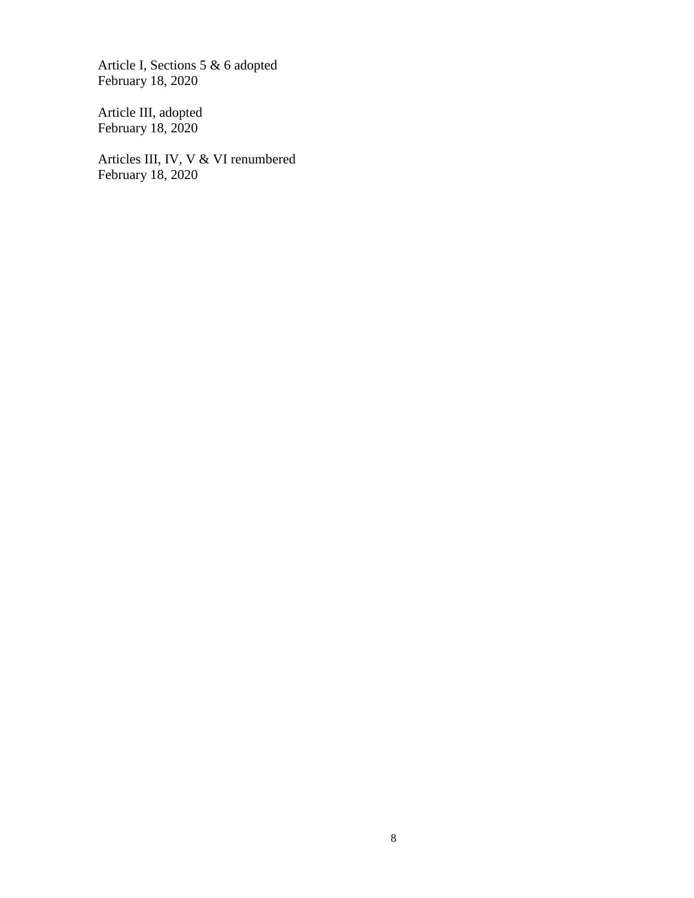Article I, Sections 5 & 6 adopted
February 18, 2020

Article III, adopted
February 18, 2020

Articles III, IV, V & VI renumbered
February 18, 2020